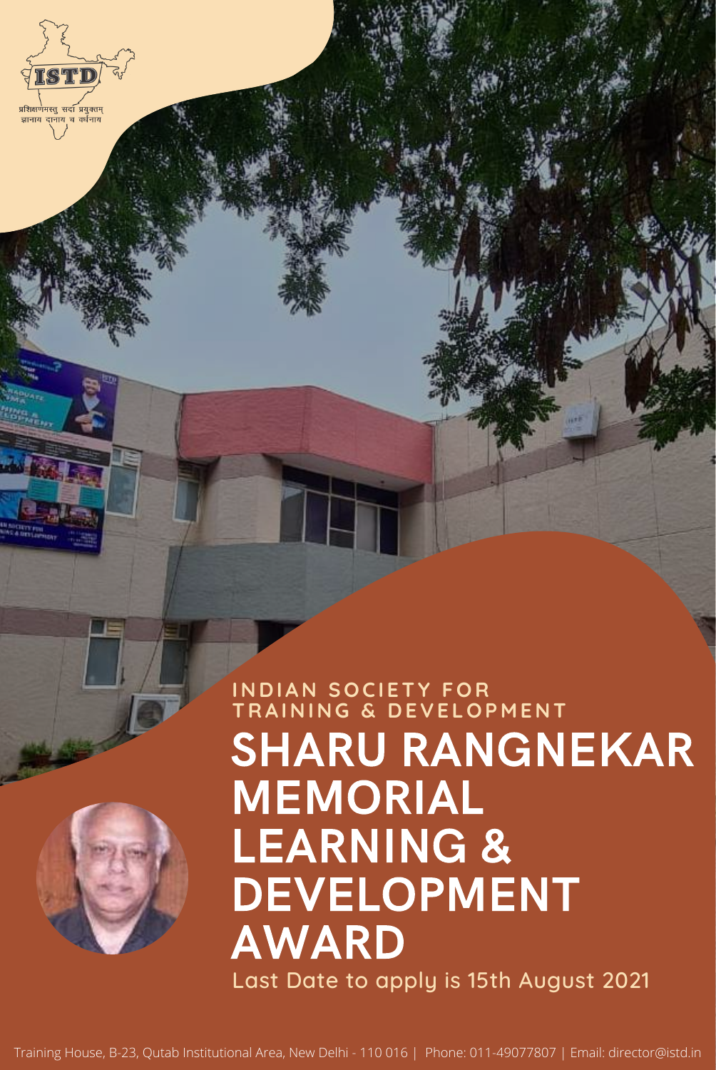ISTD

प्रशिक्षणमस्तु सदा प्रयुक्तम्
ज्ञानाय दानाय च वर्धनाय

**INDIAN SOCIETY FOR TRAINING & DEVELOPMENT**

# SHARU RANGNEKAR MEMORIAL LEARNING & DEVELOPMENT AWARD

Last Date to apply is 15th August 2021

Training House, B-23, Qutab Institutional Area, New Delhi - 110 016 | Phone: 011-49077807 | Email: director@istd.in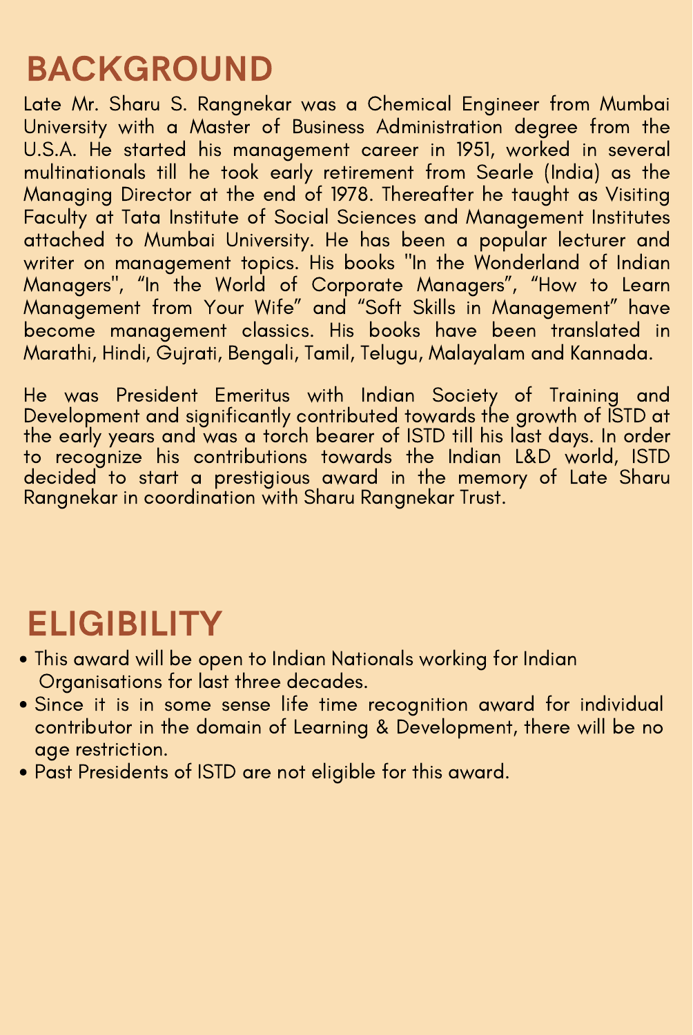## BACKGROUND

Late Mr. Sharu S. Rangnekar was a Chemical Engineer from Mumbai University with a Master of Business Administration degree from the U.S.A. He started his management career in 1951, worked in several multinationals till he took early retirement from Searle (India) as the Managing Director at the end of 1978. Thereafter he taught as Visiting Faculty at Tata Institute of Social Sciences and Management Institutes attached to Mumbai University. He has been a popular lecturer and writer on management topics. His books "In the Wonderland of Indian Managers", "In the World of Corporate Managers", "How to Learn Management from Your Wife" and "Soft Skills in Management" have become management classics. His books have been translated in Marathi, Hindi, Gujrati, Bengali, Tamil, Telugu, Malayalam and Kannada.

He was President Emeritus with Indian Society of Training and Development and significantly contributed towards the growth of ISTD at the early years and was a torch bearer of ISTD till his last days. In order to recognize his contributions towards the Indian L&D world, ISTD decided to start a prestigious award in the memory of Late Sharu Rangnekar in coordination with Sharu Rangnekar Trust.

## ELIGIBILITY

- This award will be open to Indian Nationals working for Indian Organisations for last three decades.
- Since it is in some sense life time recognition award for individual contributor in the domain of Learning & Development, there will be no age restriction.
- Past Presidents of ISTD are not eligible for this award.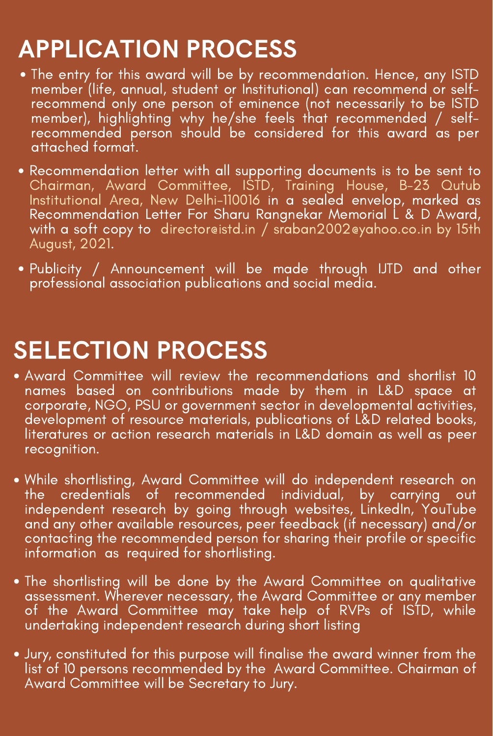# APPLICATION PROCESS

- The entry for this award will be by recommendation. Hence, any ISTD member (life, annual, student or Institutional) can recommend or self-recommend only one person of eminence (not necessarily to be ISTD member), highlighting why he/she feels that recommended / self-recommended person should be considered for this award as per attached format.
- Recommendation letter with all supporting documents is to be sent to Chairman, Award Committee, ISTD, Training House, B-23 Qutub Institutional Area, New Delhi-110016 in a sealed envelop, marked as Recommendation Letter For Sharu Rangnekar Memorial L & D Award, with a soft copy to director@istd.in / sraban2002@yahoo.co.in by 15th August, 2021.
- Publicity / Announcement will be made through IJTD and other professional association publications and social media.

# SELECTION PROCESS

- Award Committee will review the recommendations and shortlist 10 names based on contributions made by them in L&D space at corporate, NGO, PSU or government sector in developmental activities, development of resource materials, publications of L&D related books, literatures or action research materials in L&D domain as well as peer recognition.
- While shortlisting, Award Committee will do independent research on the credentials of recommended individual, by carrying out independent research by going through websites, LinkedIn, YouTube and any other available resources, peer feedback (if necessary) and/or contacting the recommended person for sharing their profile or specific information as required for shortlisting.
- The shortlisting will be done by the Award Committee on qualitative assessment. Wherever necessary, the Award Committee or any member of the Award Committee may take help of RVPs of ISTD, while undertaking independent research during short listing
- Jury, constituted for this purpose will finalise the award winner from the list of 10 persons recommended by the Award Committee. Chairman of Award Committee will be Secretary to Jury.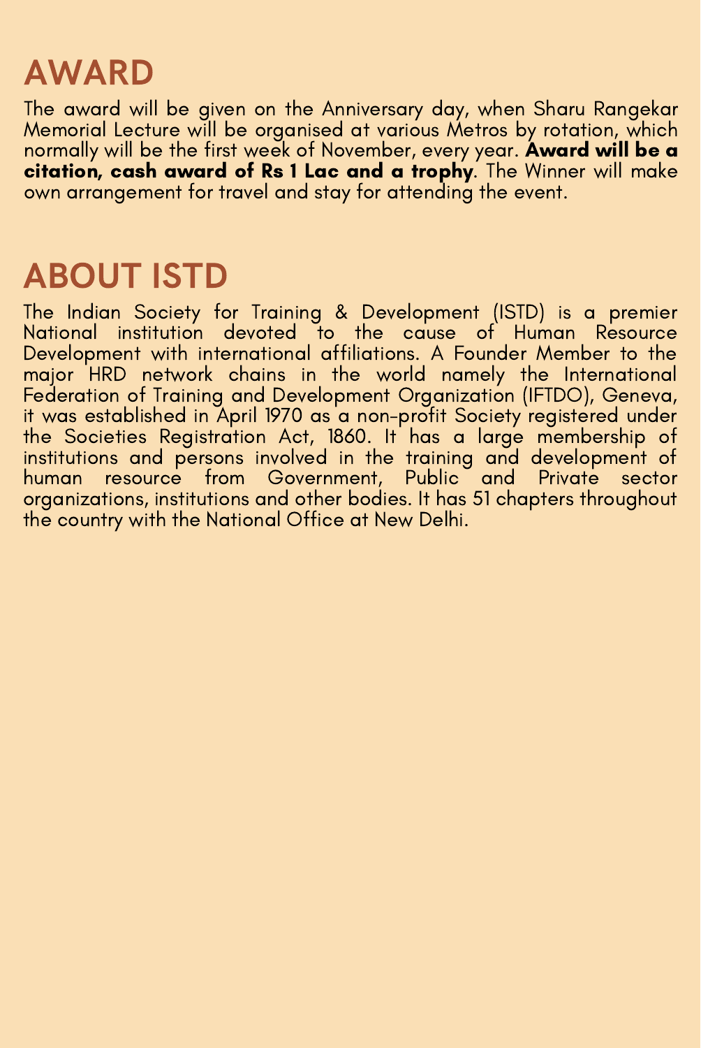## AWARD

The award will be given on the Anniversary day, when Sharu Rangekar Memorial Lecture will be organised at various Metros by rotation, which normally will be the first week of November, every year. **Award will be a citation, cash award of Rs 1 Lac and a trophy**. The Winner will make own arrangement for travel and stay for attending the event.

## ABOUT ISTD

The Indian Society for Training & Development (ISTD) is a premier National institution devoted to the cause of Human Resource Development with international affiliations. A Founder Member to the major HRD network chains in the world namely the International Federation of Training and Development Organization (IFTDO), Geneva, it was established in April 1970 as a non-profit Society registered under the Societies Registration Act, 1860. It has a large membership of institutions and persons involved in the training and development of human resource from Government, Public and Private sector organizations, institutions and other bodies. It has 51 chapters throughout the country with the National Office at New Delhi.